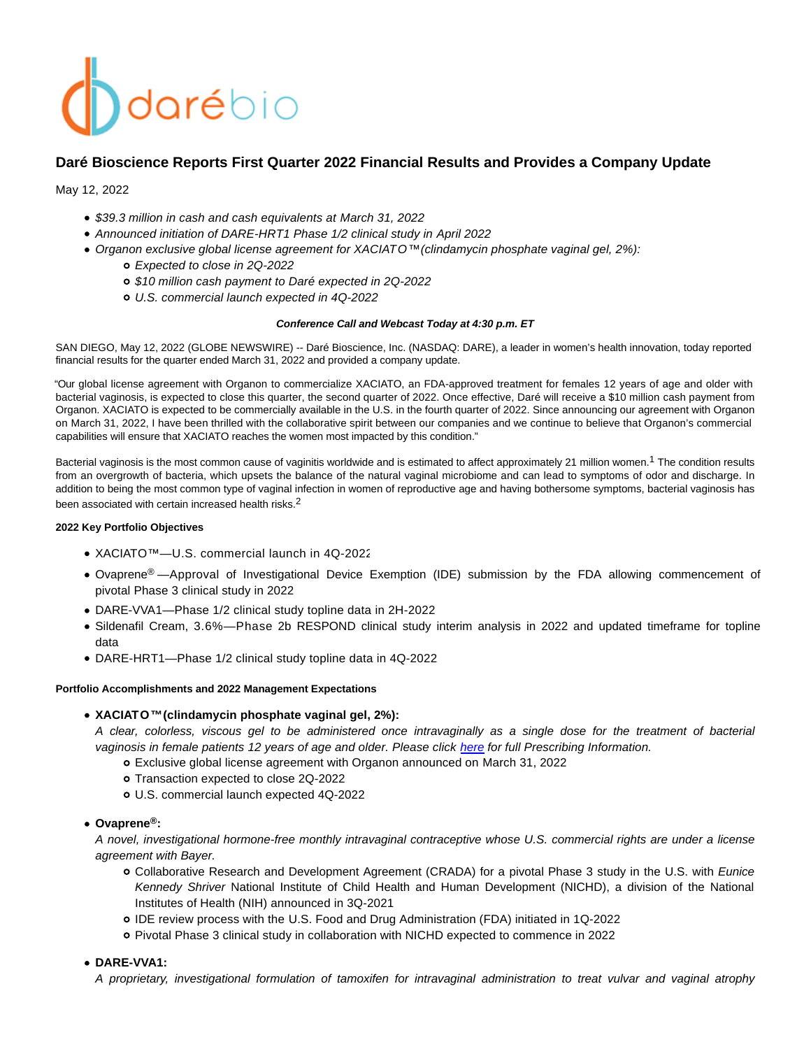# Daré Bioscience Reports First Quarter 2022 Financial Results and Provides a Company Update

May 12, 2022

- *$39.3 million in cash and cash equivalents at March 31, 2022*
- *Announced initiation of DARE-HRT1 Phase 1/2 clinical study in April 2022*
- *Organon exclusive global license agreement for XACIATO™ (clindamycin phosphate vaginal gel, 2%):*
  - *Expected to close in 2Q-2022*
  - *$10 million cash payment to Daré expected in 2Q-2022*
  - *U.S. commercial launch expected in 4Q-2022*

***Conference Call and Webcast Today at 4:30 p.m. ET***

SAN DIEGO, May 12, 2022 (GLOBE NEWSWIRE) -- Daré Bioscience, Inc. (NASDAQ: DARE), a leader in women's health innovation, today reported financial results for the quarter ended March 31, 2022 and provided a company update.

"Our global license agreement with Organon to commercialize XACIATO, an FDA-approved treatment for females 12 years of age and older with bacterial vaginosis, is expected to close this quarter, the second quarter of 2022. Once effective, Daré will receive a $10 million cash payment from Organon. XACIATO is expected to be commercially available in the U.S. in the fourth quarter of 2022. Since announcing our agreement with Organon on March 31, 2022, I have been thrilled with the collaborative spirit between our companies and we continue to believe that Organon's commercial capabilities will ensure that XACIATO reaches the women most impacted by this condition."

Bacterial vaginosis is the most common cause of vaginitis worldwide and is estimated to affect approximately 21 million women.[1] The condition results from an overgrowth of bacteria, which upsets the balance of the natural vaginal microbiome and can lead to symptoms of odor and discharge. In addition to being the most common type of vaginal infection in women of reproductive age and having bothersome symptoms, bacterial vaginosis has been associated with certain increased health risks.[2]

**2022 Key Portfolio Objectives**

- XACIATO™—U.S. commercial launch in 4Q-2022
- Ovaprene® —Approval of Investigational Device Exemption (IDE) submission by the FDA allowing commencement of pivotal Phase 3 clinical study in 2022
- DARE-VVA1—Phase 1/2 clinical study topline data in 2H-2022
- Sildenafil Cream, 3.6%—Phase 2b RESPOND clinical study interim analysis in 2022 and updated timeframe for topline data
- DARE-HRT1—Phase 1/2 clinical study topline data in 4Q-2022

**Portfolio Accomplishments and 2022 Management Expectations**

- **XACIATO™ (clindamycin phosphate vaginal gel, 2%):**
  *A clear, colorless, viscous gel to be administered once intravaginally as a single dose for the treatment of bacterial vaginosis in female patients 12 years of age and older. Please click [here]() for full Prescribing Information.*
  - Exclusive global license agreement with Organon announced on March 31, 2022
  - Transaction expected to close 2Q-2022
  - U.S. commercial launch expected 4Q-2022

- **Ovaprene®:**
  *A novel, investigational hormone-free monthly intravaginal contraceptive whose U.S. commercial rights are under a license agreement with Bayer.*
  - Collaborative Research and Development Agreement (CRADA) for a pivotal Phase 3 study in the U.S. with *Eunice Kennedy Shriver* National Institute of Child Health and Human Development (NICHD), a division of the National Institutes of Health (NIH) announced in 3Q-2021
  - IDE review process with the U.S. Food and Drug Administration (FDA) initiated in 1Q-2022
  - Pivotal Phase 3 clinical study in collaboration with NICHD expected to commence in 2022

- **DARE-VVA1:**
  *A proprietary, investigational formulation of tamoxifen for intravaginal administration to treat vulvar and vaginal atrophy*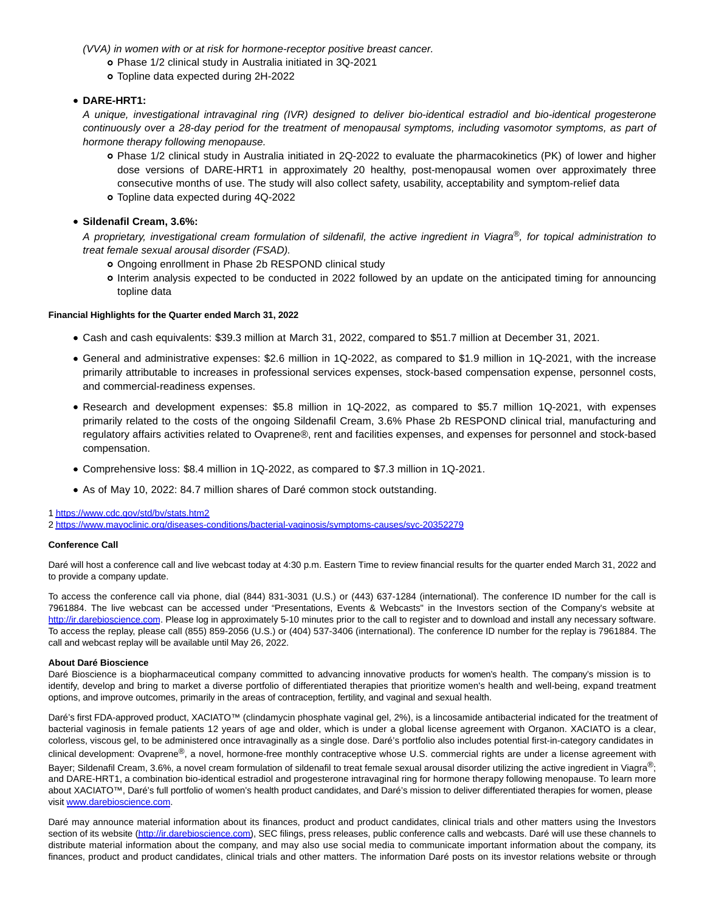*(VVA) in women with or at risk for hormone-receptor positive breast cancer.*

  - Phase 1/2 clinical study in Australia initiated in 3Q-2021
  - Topline data expected during 2H-2022

- **DARE-HRT1:**

  *A unique, investigational intravaginal ring (IVR) designed to deliver bio-identical estradiol and bio-identical progesterone continuously over a 28-day period for the treatment of menopausal symptoms, including vasomotor symptoms, as part of hormone therapy following menopause.*

  - Phase 1/2 clinical study in Australia initiated in 2Q-2022 to evaluate the pharmacokinetics (PK) of lower and higher dose versions of DARE-HRT1 in approximately 20 healthy, post-menopausal women over approximately three consecutive months of use. The study will also collect safety, usability, acceptability and symptom-relief data
  - Topline data expected during 4Q-2022

- **Sildenafil Cream, 3.6%:**

  *A proprietary, investigational cream formulation of sildenafil, the active ingredient in Viagra®, for topical administration to treat female sexual arousal disorder (FSAD).*

  - Ongoing enrollment in Phase 2b RESPOND clinical study
  - Interim analysis expected to be conducted in 2022 followed by an update on the anticipated timing for announcing topline data

**Financial Highlights for the Quarter ended March 31, 2022**

- Cash and cash equivalents: $39.3 million at March 31, 2022, compared to $51.7 million at December 31, 2021.
- General and administrative expenses: $2.6 million in 1Q-2022, as compared to $1.9 million in 1Q-2021, with the increase primarily attributable to increases in professional services expenses, stock-based compensation expense, personnel costs, and commercial-readiness expenses.
- Research and development expenses: $5.8 million in 1Q-2022, as compared to $5.7 million 1Q-2021, with expenses primarily related to the costs of the ongoing Sildenafil Cream, 3.6% Phase 2b RESPOND clinical trial, manufacturing and regulatory affairs activities related to Ovaprene®, rent and facilities expenses, and expenses for personnel and stock-based compensation.
- Comprehensive loss: $8.4 million in 1Q-2022, as compared to $7.3 million in 1Q-2021.
- As of May 10, 2022: 84.7 million shares of Daré common stock outstanding.

1 https://www.cdc.gov/std/bv/stats.htm2

2 https://www.mayoclinic.org/diseases-conditions/bacterial-vaginosis/symptoms-causes/syc-20352279

**Conference Call**

Daré will host a conference call and live webcast today at 4:30 p.m. Eastern Time to review financial results for the quarter ended March 31, 2022 and to provide a company update.

To access the conference call via phone, dial (844) 831-3031 (U.S.) or (443) 637-1284 (international). The conference ID number for the call is 7961884. The live webcast can be accessed under "Presentations, Events & Webcasts" in the Investors section of the Company's website at http://ir.darebioscience.com. Please log in approximately 5-10 minutes prior to the call to register and to download and install any necessary software. To access the replay, please call (855) 859-2056 (U.S.) or (404) 537-3406 (international). The conference ID number for the replay is 7961884. The call and webcast replay will be available until May 26, 2022.

**About Daré Bioscience**

Daré Bioscience is a biopharmaceutical company committed to advancing innovative products for women's health. The company's mission is to identify, develop and bring to market a diverse portfolio of differentiated therapies that prioritize women's health and well-being, expand treatment options, and improve outcomes, primarily in the areas of contraception, fertility, and vaginal and sexual health.

Daré's first FDA-approved product, XACIATO™ (clindamycin phosphate vaginal gel, 2%), is a lincosamide antibacterial indicated for the treatment of bacterial vaginosis in female patients 12 years of age and older, which is under a global license agreement with Organon. XACIATO is a clear, colorless, viscous gel, to be administered once intravaginally as a single dose. Daré's portfolio also includes potential first-in-category candidates in clinical development: Ovaprene®, a novel, hormone-free monthly contraceptive whose U.S. commercial rights are under a license agreement with Bayer; Sildenafil Cream, 3.6%, a novel cream formulation of sildenafil to treat female sexual arousal disorder utilizing the active ingredient in Viagra®; and DARE-HRT1, a combination bio-identical estradiol and progesterone intravaginal ring for hormone therapy following menopause. To learn more about XACIATO™, Daré's full portfolio of women's health product candidates, and Daré's mission to deliver differentiated therapies for women, please visit www.darebioscience.com.

Daré may announce material information about its finances, product and product candidates, clinical trials and other matters using the Investors section of its website (http://ir.darebioscience.com), SEC filings, press releases, public conference calls and webcasts. Daré will use these channels to distribute material information about the company, and may also use social media to communicate important information about the company, its finances, product and product candidates, clinical trials and other matters. The information Daré posts on its investor relations website or through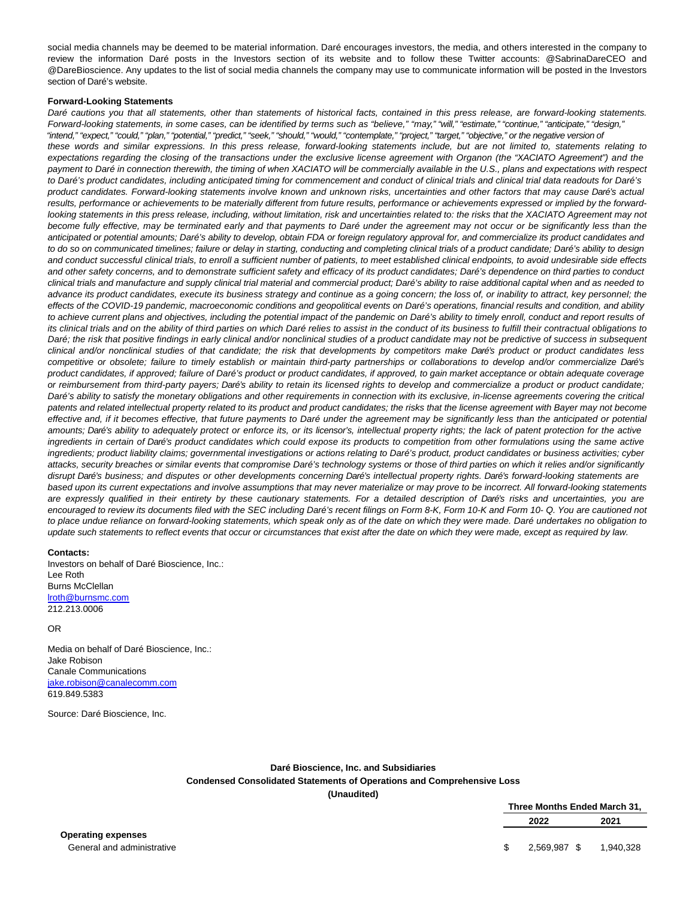social media channels may be deemed to be material information. Daré encourages investors, the media, and others interested in the company to review the information Daré posts in the Investors section of its website and to follow these Twitter accounts: @SabrinaDareCEO and @DareBioscience. Any updates to the list of social media channels the company may use to communicate information will be posted in the Investors section of Daré's website.

**Forward-Looking Statements**

*Daré cautions you that all statements, other than statements of historical facts, contained in this press release, are forward-looking statements. Forward-looking statements, in some cases, can be identified by terms such as "believe," "may," "will," "estimate," "continue," "anticipate," "design," "intend," "expect," "could," "plan," "potential," "predict," "seek," "should," "would," "contemplate," "project," "target," "objective," or the negative version of these words and similar expressions. In this press release, forward-looking statements include, but are not limited to, statements relating to expectations regarding the closing of the transactions under the exclusive license agreement with Organon (the "XACIATO Agreement") and the payment to Daré in connection therewith, the timing of when XACIATO will be commercially available in the U.S., plans and expectations with respect to Daré's product candidates, including anticipated timing for commencement and conduct of clinical trials and clinical trial data readouts for Daré's product candidates. Forward-looking statements involve known and unknown risks, uncertainties and other factors that may cause Daré's actual results, performance or achievements to be materially different from future results, performance or achievements expressed or implied by the forward-looking statements in this press release, including, without limitation, risk and uncertainties related to: the risks that the XACIATO Agreement may not become fully effective, may be terminated early and that payments to Daré under the agreement may not occur or be significantly less than the anticipated or potential amounts; Daré's ability to develop, obtain FDA or foreign regulatory approval for, and commercialize its product candidates and to do so on communicated timelines; failure or delay in starting, conducting and completing clinical trials of a product candidate; Daré's ability to design and conduct successful clinical trials, to enroll a sufficient number of patients, to meet established clinical endpoints, to avoid undesirable side effects and other safety concerns, and to demonstrate sufficient safety and efficacy of its product candidates; Daré's dependence on third parties to conduct clinical trials and manufacture and supply clinical trial material and commercial product; Daré's ability to raise additional capital when and as needed to advance its product candidates, execute its business strategy and continue as a going concern; the loss of, or inability to attract, key personnel; the effects of the COVID-19 pandemic, macroeconomic conditions and geopolitical events on Daré's operations, financial results and condition, and ability to achieve current plans and objectives, including the potential impact of the pandemic on Daré's ability to timely enroll, conduct and report results of its clinical trials and on the ability of third parties on which Daré relies to assist in the conduct of its business to fulfill their contractual obligations to Daré; the risk that positive findings in early clinical and/or nonclinical studies of a product candidate may not be predictive of success in subsequent clinical and/or nonclinical studies of that candidate; the risk that developments by competitors make Daré's product or product candidates less competitive or obsolete; failure to timely establish or maintain third-party partnerships or collaborations to develop and/or commercialize Daré's product candidates, if approved; failure of Daré's product or product candidates, if approved, to gain market acceptance or obtain adequate coverage or reimbursement from third-party payers; Daré's ability to retain its licensed rights to develop and commercialize a product or product candidate; Daré's ability to satisfy the monetary obligations and other requirements in connection with its exclusive, in-license agreements covering the critical patents and related intellectual property related to its product and product candidates; the risks that the license agreement with Bayer may not become effective and, if it becomes effective, that future payments to Daré under the agreement may be significantly less than the anticipated or potential amounts; Daré's ability to adequately protect or enforce its, or its licensor's, intellectual property rights; the lack of patent protection for the active ingredients in certain of Daré's product candidates which could expose its products to competition from other formulations using the same active ingredients; product liability claims; governmental investigations or actions relating to Daré's product, product candidates or business activities; cyber attacks, security breaches or similar events that compromise Daré's technology systems or those of third parties on which it relies and/or significantly disrupt Daré's business; and disputes or other developments concerning Daré's intellectual property rights. Daré's forward-looking statements are based upon its current expectations and involve assumptions that may never materialize or may prove to be incorrect. All forward-looking statements are expressly qualified in their entirety by these cautionary statements. For a detailed description of Daré's risks and uncertainties, you are encouraged to review its documents filed with the SEC including Daré's recent filings on Form 8-K, Form 10-K and Form 10- Q. You are cautioned not to place undue reliance on forward-looking statements, which speak only as of the date on which they were made. Daré undertakes no obligation to update such statements to reflect events that occur or circumstances that exist after the date on which they were made, except as required by law.*

**Contacts:**

Investors on behalf of Daré Bioscience, Inc.:
Lee Roth
Burns McClellan
lroth@burnsmc.com
212.213.0006

OR

Media on behalf of Daré Bioscience, Inc.:
Jake Robison
Canale Communications
jake.robison@canalecomm.com
619.849.5383

Source: Daré Bioscience, Inc.

**Daré Bioscience, Inc. and Subsidiaries**
**Condensed Consolidated Statements of Operations and Comprehensive Loss**
**(Unaudited)**

| | Three Months Ended March 31, | |
|---|---|---|
| | **2022** | **2021** |
| **Operating expenses** | | |
| General and administrative | $ 2,569,987 | $ 1,940,328 |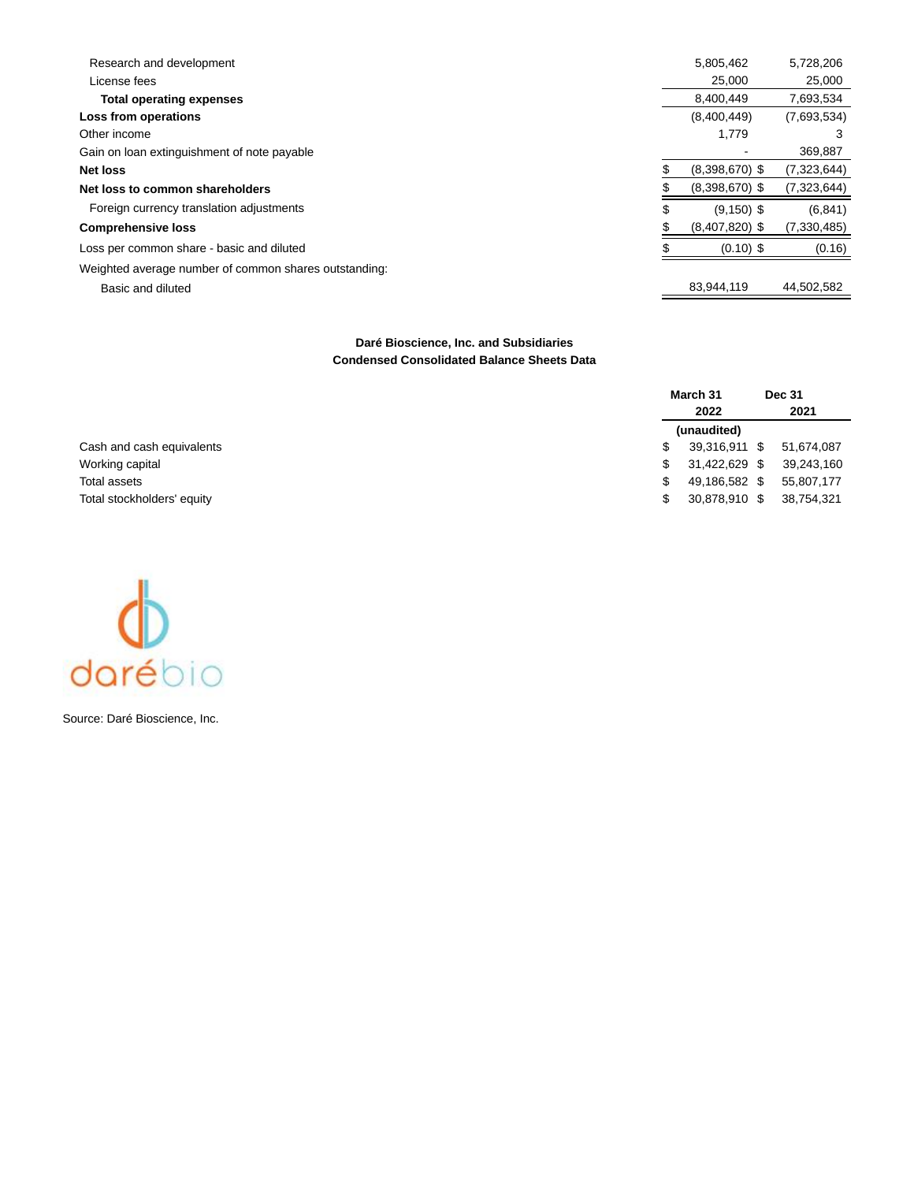| | | |
|---|---|---|
| Research and development | 5,805,462 | 5,728,206 |
| License fees | 25,000 | 25,000 |
| **Total operating expenses** | 8,400,449 | 7,693,534 |
| **Loss from operations** | (8,400,449) | (7,693,534) |
| Other income | 1,779 | 3 |
| Gain on loan extinguishment of note payable | - | 369,887 |
| **Net loss** | $ (8,398,670) | $ (7,323,644) |
| **Net loss to common shareholders** | $ (8,398,670) | $ (7,323,644) |
| Foreign currency translation adjustments | $ (9,150) | $ (6,841) |
| **Comprehensive loss** | $ (8,407,820) | $ (7,330,485) |
| Loss per common share - basic and diluted | $ (0.10) | $ (0.16) |
| Weighted average number of common shares outstanding: | | |
| Basic and diluted | 83,944,119 | 44,502,582 |

**Daré Bioscience, Inc. and Subsidiaries**
**Condensed Consolidated Balance Sheets Data**

| | March 31 2022 (unaudited) | Dec 31 2021 |
|---|---|---|
| Cash and cash equivalents | $ 39,316,911 | $ 51,674,087 |
| Working capital | $ 31,422,629 | $ 39,243,160 |
| Total assets | $ 49,186,582 | $ 55,807,177 |
| Total stockholders' equity | $ 30,878,910 | $ 38,754,321 |

darébio

Source: Daré Bioscience, Inc.